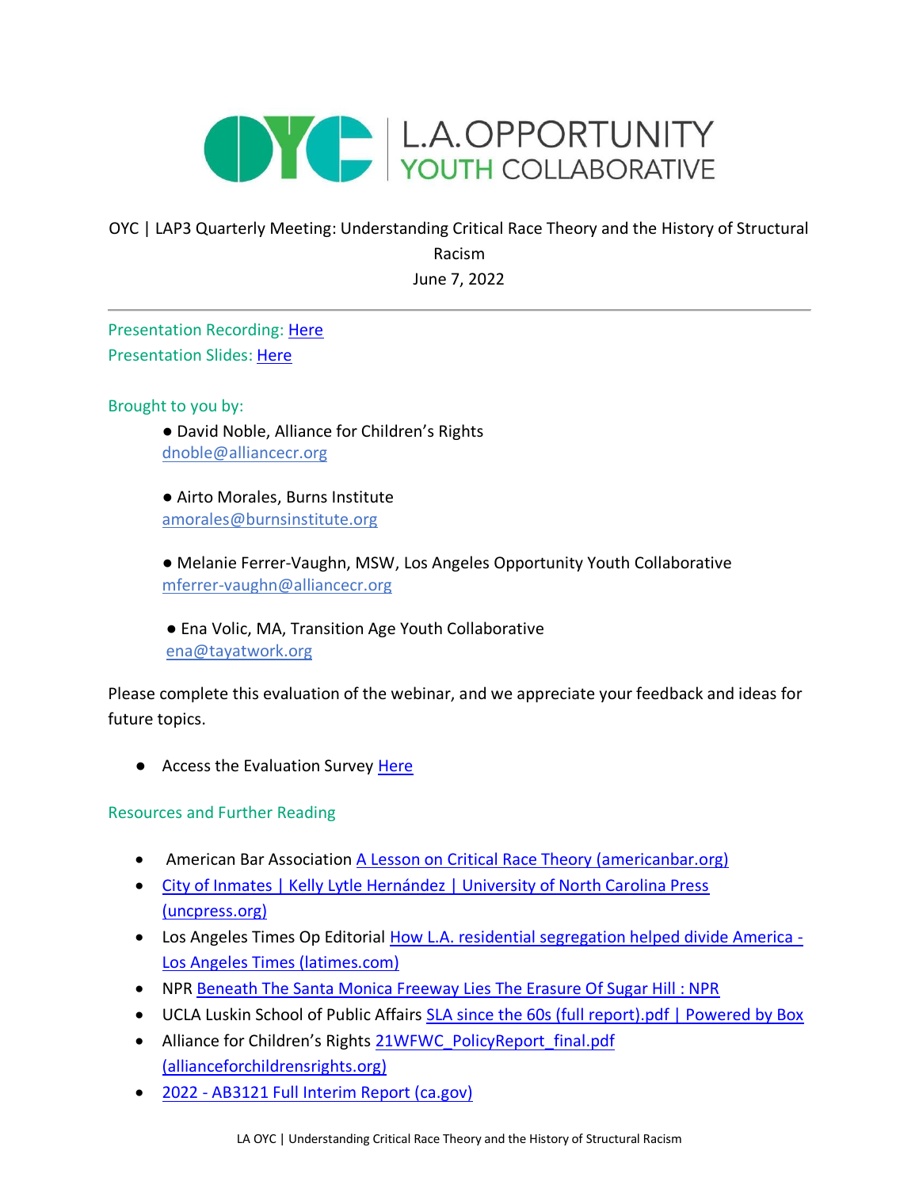L.A. OPPORTUNITY YOUTH COLLABORATIVE

OYC | LAP3 Quarterly Meeting: Understanding Critical Race Theory and the History of Structural Racism

June 7, 2022

---

Presentation Recording: Here
Presentation Slides: Here

Brought to you by:

- David Noble, Alliance for Children's Rights
  dnoble@alliancecr.org

- Airto Morales, Burns Institute
  amorales@burnsinstitute.org

- Melanie Ferrer-Vaughn, MSW, Los Angeles Opportunity Youth Collaborative
  mferrer-vaughn@alliancecr.org

- Ena Volic, MA, Transition Age Youth Collaborative
  ena@tayatwork.org

Please complete this evaluation of the webinar, and we appreciate your feedback and ideas for future topics.

- Access the Evaluation Survey Here

Resources and Further Reading

- American Bar Association A Lesson on Critical Race Theory (americanbar.org)
- City of Inmates | Kelly Lytle Hernández | University of North Carolina Press (uncpress.org)
- Los Angeles Times Op Editorial How L.A. residential segregation helped divide America - Los Angeles Times (latimes.com)
- NPR Beneath The Santa Monica Freeway Lies The Erasure Of Sugar Hill : NPR
- UCLA Luskin School of Public Affairs SLA since the 60s (full report).pdf | Powered by Box
- Alliance for Children's Rights 21WFWC_PolicyReport_final.pdf (allianceforchildrensrights.org)
- 2022 - AB3121 Full Interim Report (ca.gov)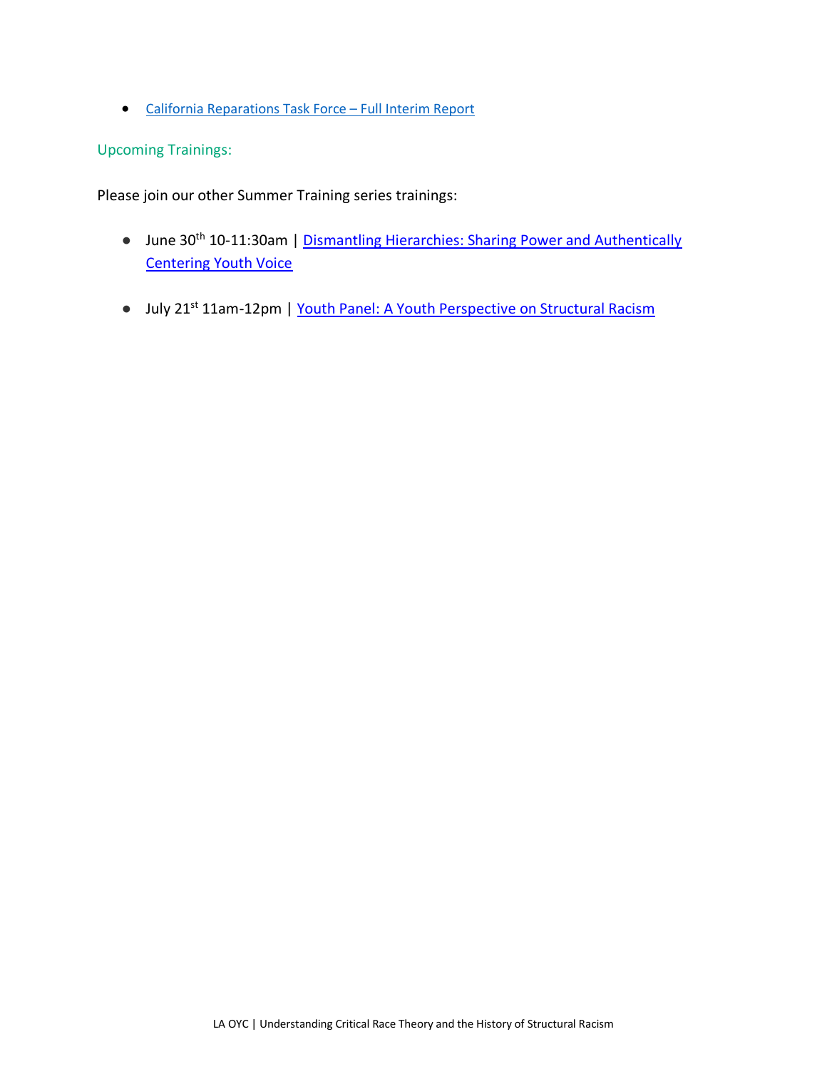- California Reparations Task Force – Full Interim Report

## Upcoming Trainings:

Please join our other Summer Training series trainings:

- June 30th 10-11:30am | Dismantling Hierarchies: Sharing Power and Authentically Centering Youth Voice

- July 21st 11am-12pm | Youth Panel: A Youth Perspective on Structural Racism